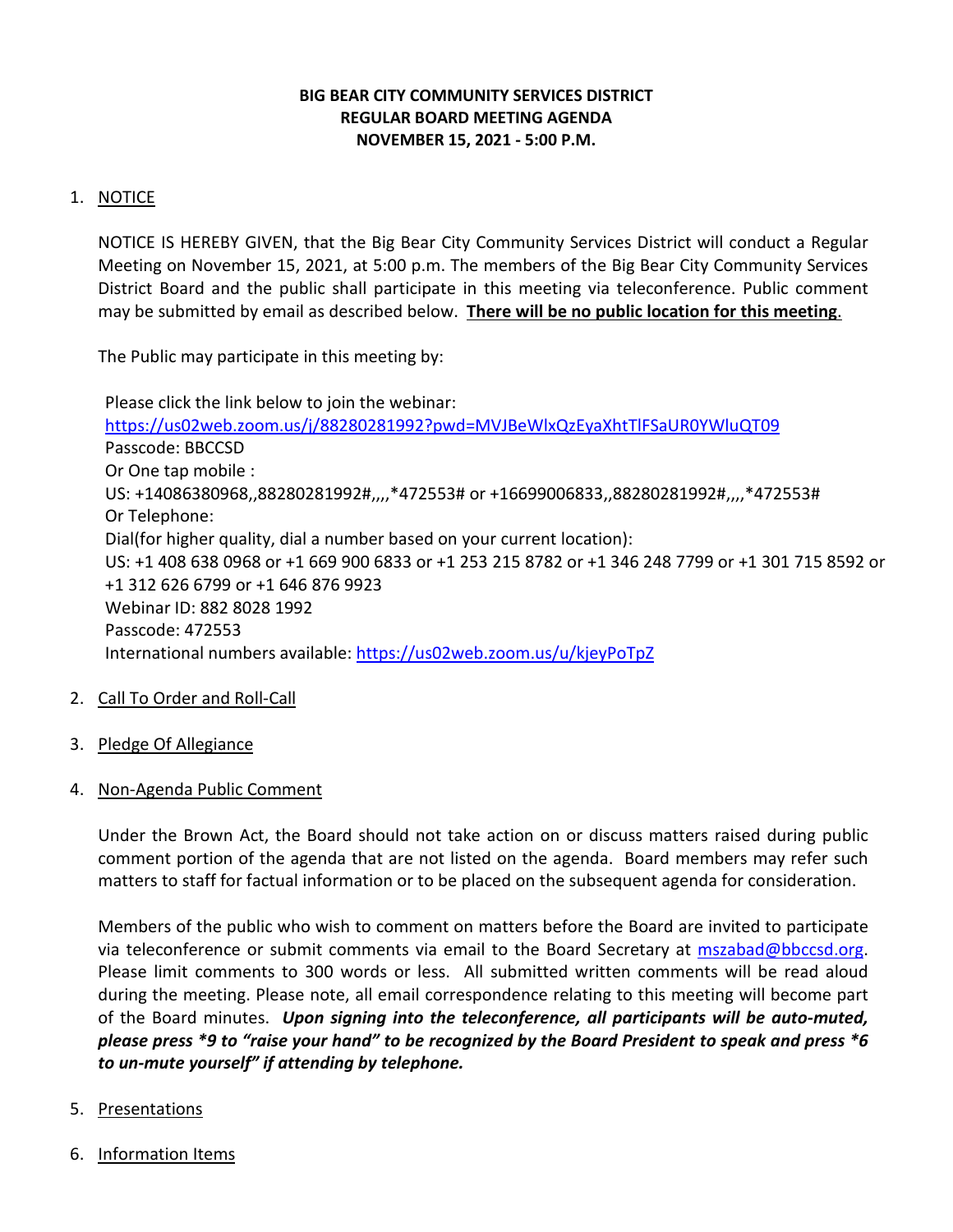**BIG BEAR CITY COMMUNITY SERVICES DISTRICT**
**REGULAR BOARD MEETING AGENDA**
**NOVEMBER 15, 2021 - 5:00 P.M.**

1. NOTICE

   NOTICE IS HEREBY GIVEN, that the Big Bear City Community Services District will conduct a Regular Meeting on November 15, 2021, at 5:00 p.m. The members of the Big Bear City Community Services District Board and the public shall participate in this meeting via teleconference. Public comment may be submitted by email as described below. **There will be no public location for this meeting**.

   The Public may participate in this meeting by:

   Please click the link below to join the webinar:
   https://us02web.zoom.us/j/88280281992?pwd=MVJBeWlxQzEyaXhtTlFSaUR0YWluQT09
   Passcode: BBCCSD
   Or One tap mobile :
   US: +14086380968,,88280281992#,,,,*472553# or +16699006833,,88280281992#,,,,*472553#
   Or Telephone:
   Dial(for higher quality, dial a number based on your current location):
   US: +1 408 638 0968 or +1 669 900 6833 or +1 253 215 8782 or +1 346 248 7799 or +1 301 715 8592 or +1 312 626 6799 or +1 646 876 9923
   Webinar ID: 882 8028 1992
   Passcode: 472553
   International numbers available: https://us02web.zoom.us/u/kjeyPoTpZ

2. Call To Order and Roll-Call

3. Pledge Of Allegiance

4. Non-Agenda Public Comment

   Under the Brown Act, the Board should not take action on or discuss matters raised during public comment portion of the agenda that are not listed on the agenda. Board members may refer such matters to staff for factual information or to be placed on the subsequent agenda for consideration.

   Members of the public who wish to comment on matters before the Board are invited to participate via teleconference or submit comments via email to the Board Secretary at mszabad@bbccsd.org. Please limit comments to 300 words or less. All submitted written comments will be read aloud during the meeting. Please note, all email correspondence relating to this meeting will become part of the Board minutes. ***Upon signing into the teleconference, all participants will be auto-muted, please press *9 to "raise your hand" to be recognized by the Board President to speak and press *6 to un-mute yourself" if attending by telephone.***

5. Presentations

6. Information Items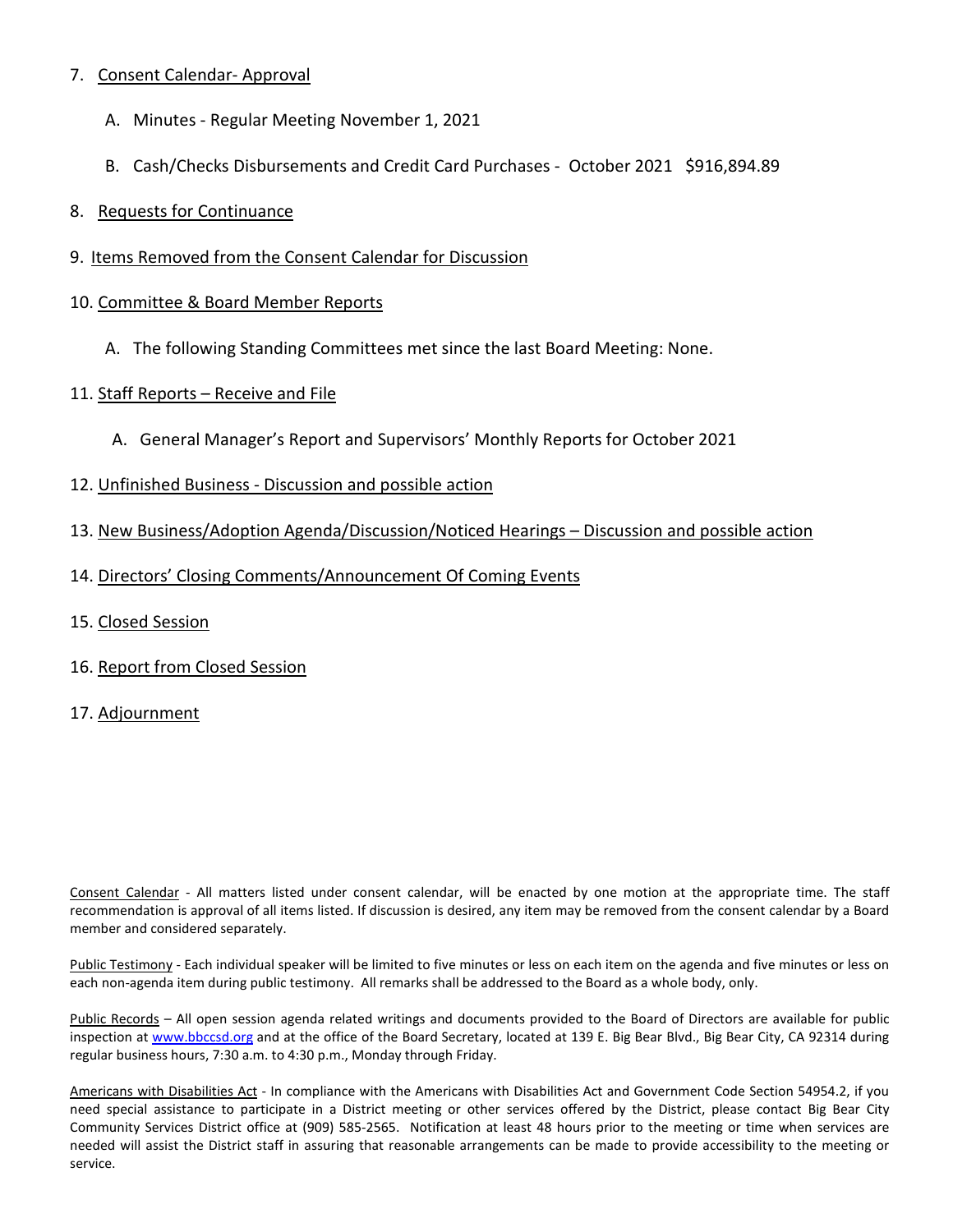7. Consent Calendar- Approval

   A. Minutes - Regular Meeting November 1, 2021

   B. Cash/Checks Disbursements and Credit Card Purchases - October 2021 $916,894.89

8. Requests for Continuance

9. Items Removed from the Consent Calendar for Discussion

10. Committee & Board Member Reports

    A. The following Standing Committees met since the last Board Meeting: None.

11. Staff Reports – Receive and File

    A. General Manager's Report and Supervisors' Monthly Reports for October 2021

12. Unfinished Business - Discussion and possible action

13. New Business/Adoption Agenda/Discussion/Noticed Hearings – Discussion and possible action

14. Directors' Closing Comments/Announcement Of Coming Events

15. Closed Session

16. Report from Closed Session

17. Adjournment

Consent Calendar - All matters listed under consent calendar, will be enacted by one motion at the appropriate time. The staff recommendation is approval of all items listed. If discussion is desired, any item may be removed from the consent calendar by a Board member and considered separately.

Public Testimony - Each individual speaker will be limited to five minutes or less on each item on the agenda and five minutes or less on each non-agenda item during public testimony. All remarks shall be addressed to the Board as a whole body, only.

Public Records – All open session agenda related writings and documents provided to the Board of Directors are available for public inspection at www.bbccsd.org and at the office of the Board Secretary, located at 139 E. Big Bear Blvd., Big Bear City, CA 92314 during regular business hours, 7:30 a.m. to 4:30 p.m., Monday through Friday.

Americans with Disabilities Act - In compliance with the Americans with Disabilities Act and Government Code Section 54954.2, if you need special assistance to participate in a District meeting or other services offered by the District, please contact Big Bear City Community Services District office at (909) 585-2565. Notification at least 48 hours prior to the meeting or time when services are needed will assist the District staff in assuring that reasonable arrangements can be made to provide accessibility to the meeting or service.